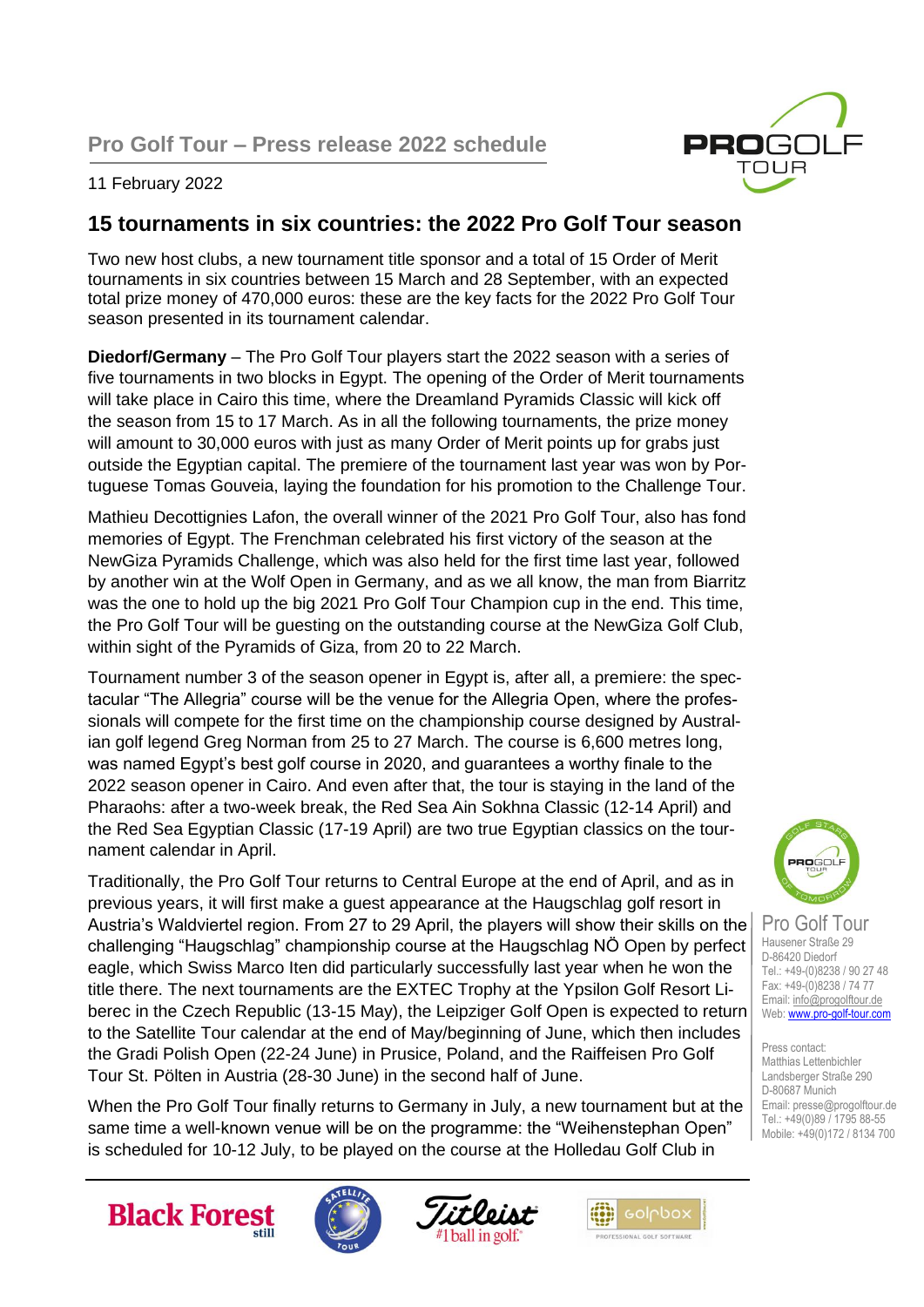**Pro Golf Tour – Press release 2022 schedule**

11 February 2022

## 15 tournaments in six countries: the 2022 Pro Golf Tour season

Two new host clubs, a new tournament title sponsor and a total of 15 Order of Merit tournaments in six countries between 15 March and 28 September, with an expected total prize money of 470,000 euros: these are the key facts for the 2022 Pro Golf Tour season presented in its tournament calendar.

**Diedorf/Germany** – The Pro Golf Tour players start the 2022 season with a series of five tournaments in two blocks in Egypt. The opening of the Order of Merit tournaments will take place in Cairo this time, where the Dreamland Pyramids Classic will kick off the season from 15 to 17 March. As in all the following tournaments, the prize money will amount to 30,000 euros with just as many Order of Merit points up for grabs just outside the Egyptian capital. The premiere of the tournament last year was won by Portuguese Tomas Gouveia, laying the foundation for his promotion to the Challenge Tour.

Mathieu Decottignies Lafon, the overall winner of the 2021 Pro Golf Tour, also has fond memories of Egypt. The Frenchman celebrated his first victory of the season at the NewGiza Pyramids Challenge, which was also held for the first time last year, followed by another win at the Wolf Open in Germany, and as we all know, the man from Biarritz was the one to hold up the big 2021 Pro Golf Tour Champion cup in the end. This time, the Pro Golf Tour will be guesting on the outstanding course at the NewGiza Golf Club, within sight of the Pyramids of Giza, from 20 to 22 March.

Tournament number 3 of the season opener in Egypt is, after all, a premiere: the spectacular "The Allegria" course will be the venue for the Allegria Open, where the professionals will compete for the first time on the championship course designed by Australian golf legend Greg Norman from 25 to 27 March. The course is 6,600 metres long, was named Egypt's best golf course in 2020, and guarantees a worthy finale to the 2022 season opener in Cairo. And even after that, the tour is staying in the land of the Pharaohs: after a two-week break, the Red Sea Ain Sokhna Classic (12-14 April) and the Red Sea Egyptian Classic (17-19 April) are two true Egyptian classics on the tournament calendar in April.

Traditionally, the Pro Golf Tour returns to Central Europe at the end of April, and as in previous years, it will first make a guest appearance at the Haugschlag golf resort in Austria's Waldviertel region. From 27 to 29 April, the players will show their skills on the challenging "Haugschlag" championship course at the Haugschlag NÖ Open by perfect eagle, which Swiss Marco Iten did particularly successfully last year when he won the title there. The next tournaments are the EXTEC Trophy at the Ypsilon Golf Resort Liberec in the Czech Republic (13-15 May), the Leipziger Golf Open is expected to return to the Satellite Tour calendar at the end of May/beginning of June, which then includes the Gradi Polish Open (22-24 June) in Prusice, Poland, and the Raiffeisen Pro Golf Tour St. Pölten in Austria (28-30 June) in the second half of June.

When the Pro Golf Tour finally returns to Germany in July, a new tournament but at the same time a well-known venue will be on the programme: the "Weihenstephan Open" is scheduled for 10-12 July, to be played on the course at the Holledau Golf Club in

Pro Golf Tour
Hausener Straße 29
D-86420 Diedorf
Tel.: +49-(0)8238 / 90 27 48
Fax: +49-(0)8238 / 74 77
Email: info@progolftour.de
Web: www.pro-golf-tour.com

Press contact:
Matthias Lettenbichler
Landsberger Straße 290
D-80687 Munich
Email: presse@progolftour.de
Tel.: +49(0)89 / 1795 88-55
Mobile: +49(0)172 / 8134 700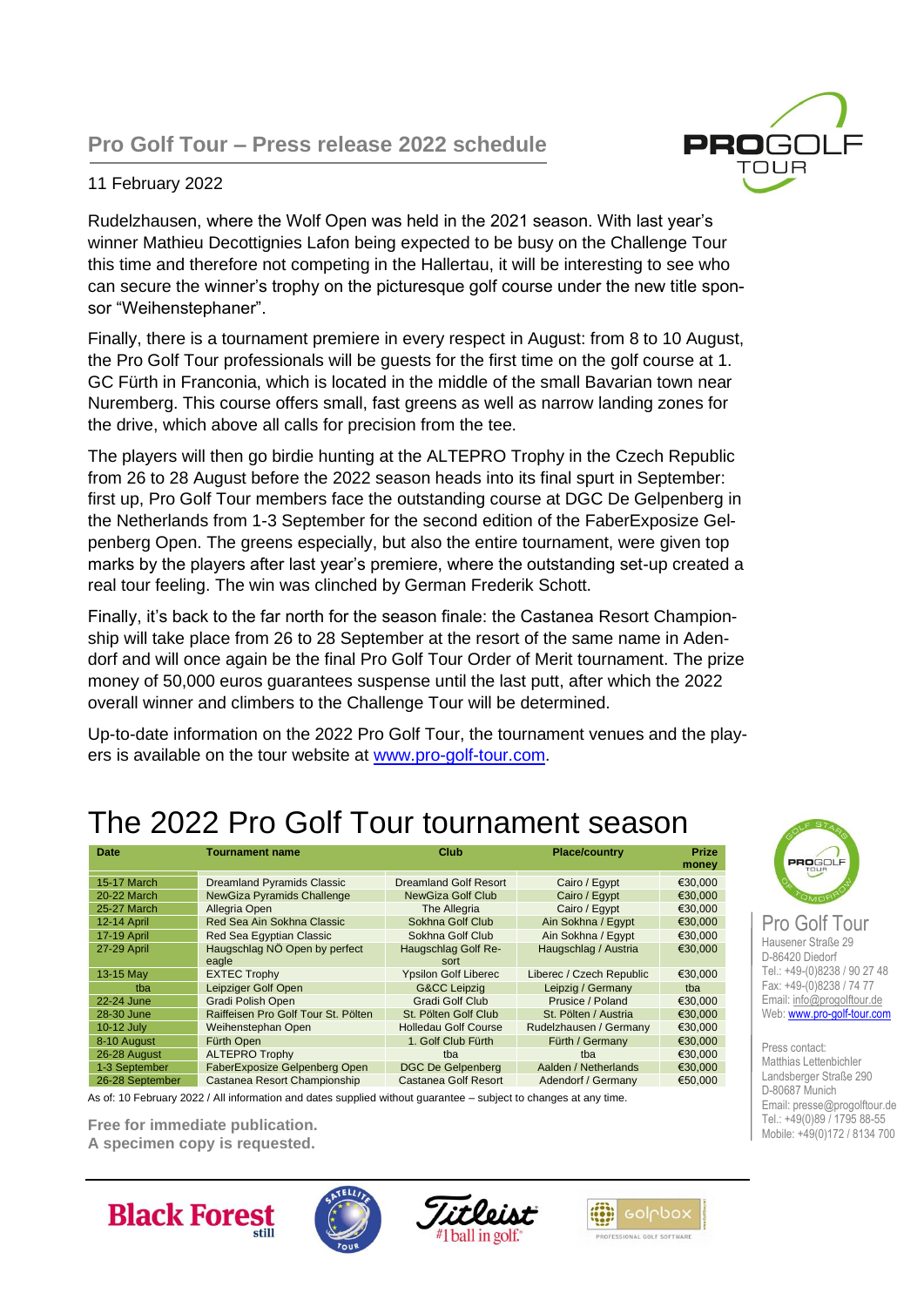## Pro Golf Tour – Press release 2022 schedule

11 February 2022

Rudelzhausen, where the Wolf Open was held in the 2021 season. With last year's winner Mathieu Decottignies Lafon being expected to be busy on the Challenge Tour this time and therefore not competing in the Hallertau, it will be interesting to see who can secure the winner's trophy on the picturesque golf course under the new title sponsor "Weihenstephaner".

Finally, there is a tournament premiere in every respect in August: from 8 to 10 August, the Pro Golf Tour professionals will be guests for the first time on the golf course at 1. GC Fürth in Franconia, which is located in the middle of the small Bavarian town near Nuremberg. This course offers small, fast greens as well as narrow landing zones for the drive, which above all calls for precision from the tee.

The players will then go birdie hunting at the ALTEPRO Trophy in the Czech Republic from 26 to 28 August before the 2022 season heads into its final spurt in September: first up, Pro Golf Tour members face the outstanding course at DGC De Gelpenberg in the Netherlands from 1-3 September for the second edition of the FaberExposize Gelpenberg Open. The greens especially, but also the entire tournament, were given top marks by the players after last year's premiere, where the outstanding set-up created a real tour feeling. The win was clinched by German Frederik Schott.

Finally, it's back to the far north for the season finale: the Castanea Resort Championship will take place from 26 to 28 September at the resort of the same name in Adendorf and will once again be the final Pro Golf Tour Order of Merit tournament. The prize money of 50,000 euros guarantees suspense until the last putt, after which the 2022 overall winner and climbers to the Challenge Tour will be determined.

Up-to-date information on the 2022 Pro Golf Tour, the tournament venues and the players is available on the tour website at www.pro-golf-tour.com.

# The 2022 Pro Golf Tour tournament season

| Date | Tournament name | Club | Place/country | Prize money |
|---|---|---|---|---|
| 15-17 March | Dreamland Pyramids Classic | Dreamland Golf Resort | Cairo / Egypt | €30,000 |
| 20-22 March | NewGiza Pyramids Challenge | NewGiza Golf Club | Cairo / Egypt | €30,000 |
| 25-27 March | Allegria Open | The Allegria | Cairo / Egypt | €30,000 |
| 12-14 April | Red Sea Ain Sokhna Classic | Sokhna Golf Club | Ain Sokhna / Egypt | €30,000 |
| 17-19 April | Red Sea Egyptian Classic | Sokhna Golf Club | Ain Sokhna / Egypt | €30,000 |
| 27-29 April | Haugschlag NÖ Open by perfect eagle | Haugschlag Golf Resort | Haugschlag / Austria | €30,000 |
| 13-15 May | EXTEC Trophy | Ypsilon Golf Liberec | Liberec / Czech Republic | €30,000 |
| tba | Leipziger Golf Open | G&CC Leipzig | Leipzig / Germany | tba |
| 22-24 June | Gradi Polish Open | Gradi Golf Club | Prusice / Poland | €30,000 |
| 28-30 June | Raiffeisen Pro Golf Tour St. Pölten | St. Pölten Golf Club | St. Pölten / Austria | €30,000 |
| 10-12 July | Weihenstephan Open | Holledau Golf Course | Rudelzhausen / Germany | €30,000 |
| 8-10 August | Fürth Open | 1. Golf Club Fürth | Fürth / Germany | €30,000 |
| 26-28 August | ALTEPRO Trophy | tba | tba | €30,000 |
| 1-3 September | FaberExposize Gelpenberg Open | DGC De Gelpenberg | Aalden / Netherlands | €30,000 |
| 26-28 September | Castanea Resort Championship | Castanea Golf Resort | Adendorf / Germany | €50,000 |

As of: 10 February 2022 / All information and dates supplied without guarantee – subject to changes at any time.

**Free for immediate publication.**
**A specimen copy is requested.**

Pro Golf Tour
Hausener Straße 29
D-86420 Diedorf
Tel.: +49-(0)8238 / 90 27 48
Fax: +49-(0)8238 / 74 77
Email: info@progolftour.de
Web: www.pro-golf-tour.com

Press contact:
Matthias Lettenbichler
Landsberger Straße 290
D-80687 Munich
Email: presse@progolftour.de
Tel.: +49(0)89 / 1795 88-55
Mobile: +49(0)172 / 8134 700